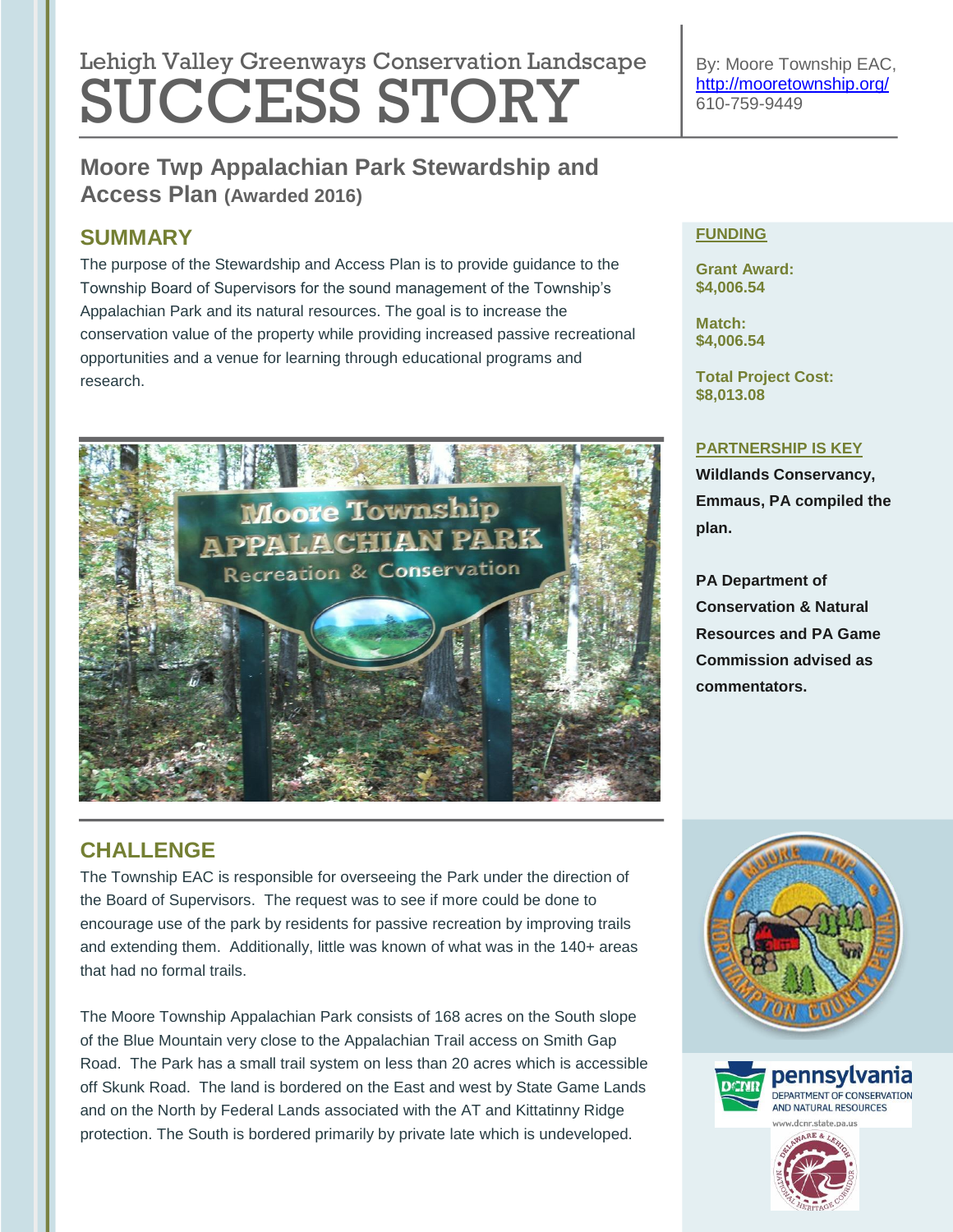Lehigh Valley Greenways Conservation Landscape

# SUCCESS STORY

By: Moore Township EAC, http://mooretownship.org/ 610-759-9449

## Moore Twp Appalachian Park Stewardship and Access Plan (Awarded 2016)

## SUMMARY

The purpose of the Stewardship and Access Plan is to provide guidance to the Township Board of Supervisors for the sound management of the Township's Appalachian Park and its natural resources. The goal is to increase the conservation value of the property while providing increased passive recreational opportunities and a venue for learning through educational programs and research.

## CHALLENGE

The Township EAC is responsible for overseeing the Park under the direction of the Board of Supervisors. The request was to see if more could be done to encourage use of the park by residents for passive recreation by improving trails and extending them. Additionally, little was known of what was in the 140+ areas that had no formal trails.

The Moore Township Appalachian Park consists of 168 acres on the South slope of the Blue Mountain very close to the Appalachian Trail access on Smith Gap Road. The Park has a small trail system on less than 20 acres which is accessible off Skunk Road. The land is bordered on the East and west by State Game Lands and on the North by Federal Lands associated with the AT and Kittatinny Ridge protection. The South is bordered primarily by private late which is undeveloped.

### FUNDING

**Grant Award: $4,006.54**

**Match: $4,006.54**

**Total Project Cost: $8,013.08**

### PARTNERSHIP IS KEY

**Wildlands Conservancy, Emmaus, PA compiled the plan.**

**PA Department of Conservation & Natural Resources and PA Game Commission advised as commentators.**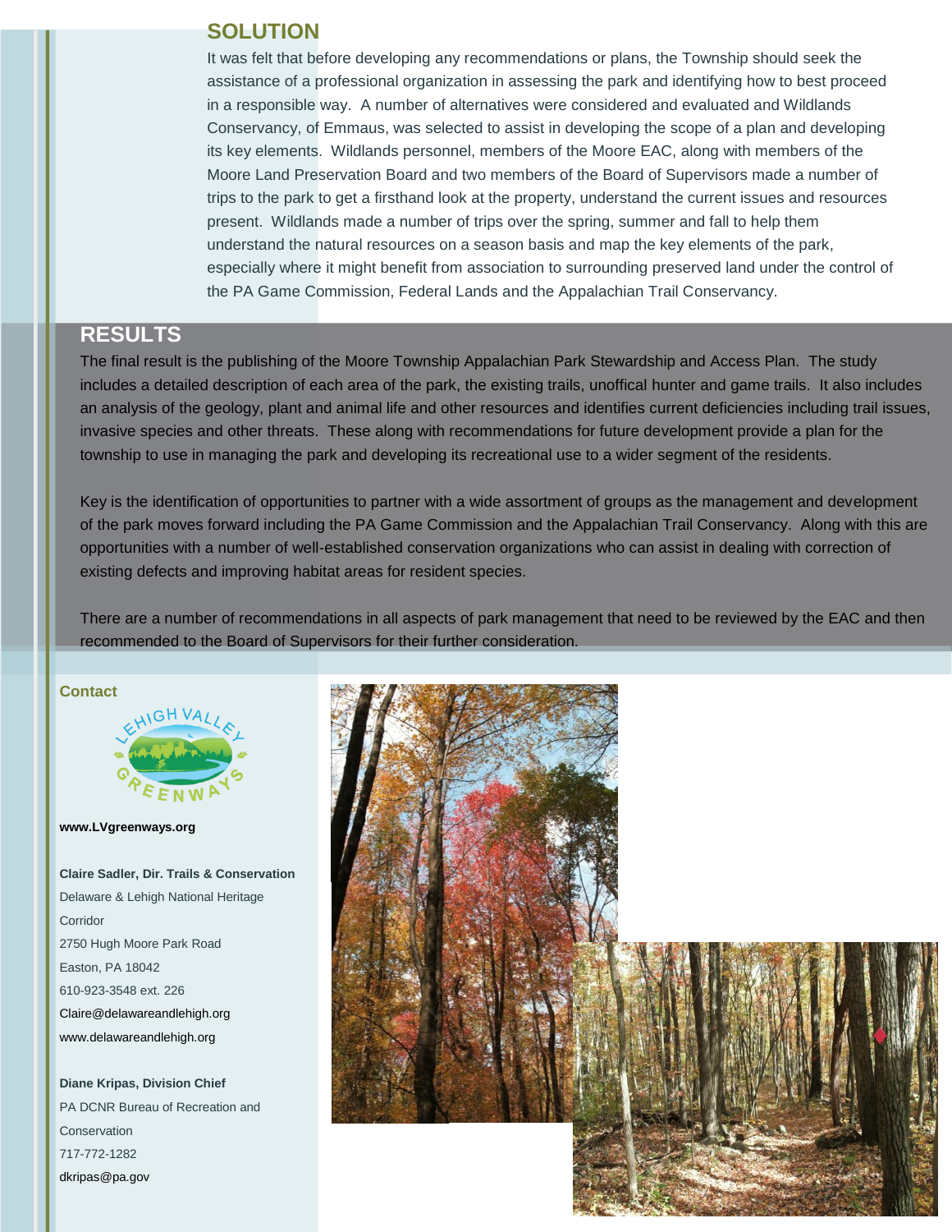## SOLUTION

It was felt that before developing any recommendations or plans, the Township should seek the assistance of a professional organization in assessing the park and identifying how to best proceed in a responsible way. A number of alternatives were considered and evaluated and Wildlands Conservancy, of Emmaus, was selected to assist in developing the scope of a plan and developing its key elements. Wildlands personnel, members of the Moore EAC, along with members of the Moore Land Preservation Board and two members of the Board of Supervisors made a number of trips to the park to get a firsthand look at the property, understand the current issues and resources present. Wildlands made a number of trips over the spring, summer and fall to help them understand the natural resources on a season basis and map the key elements of the park, especially where it might benefit from association to surrounding preserved land under the control of the PA Game Commission, Federal Lands and the Appalachian Trail Conservancy.

## RESULTS

The final result is the publishing of the Moore Township Appalachian Park Stewardship and Access Plan. The study includes a detailed description of each area of the park, the existing trails, unoffical hunter and game trails. It also includes an analysis of the geology, plant and animal life and other resources and identifies current deficiencies including trail issues, invasive species and other threats. These along with recommendations for future development provide a plan for the township to use in managing the park and developing its recreational use to a wider segment of the residents.

Key is the identification of opportunities to partner with a wide assortment of groups as the management and development of the park moves forward including the PA Game Commission and the Appalachian Trail Conservancy. Along with this are opportunities with a number of well-established conservation organizations who can assist in dealing with correction of existing defects and improving habitat areas for resident species.

There are a number of recommendations in all aspects of park management that need to be reviewed by the EAC and then recommended to the Board of Supervisors for their further consideration.

### Contact

**www.LVgreenways.org**

**Claire Sadler, Dir. Trails & Conservation**
Delaware & Lehigh National Heritage Corridor
2750 Hugh Moore Park Road
Easton, PA 18042
610-923-3548 ext. 226
Claire@delawareandlehigh.org
www.delawareandlehigh.org

**Diane Kripas, Division Chief**
PA DCNR Bureau of Recreation and Conservation
717-772-1282
dkripas@pa.gov